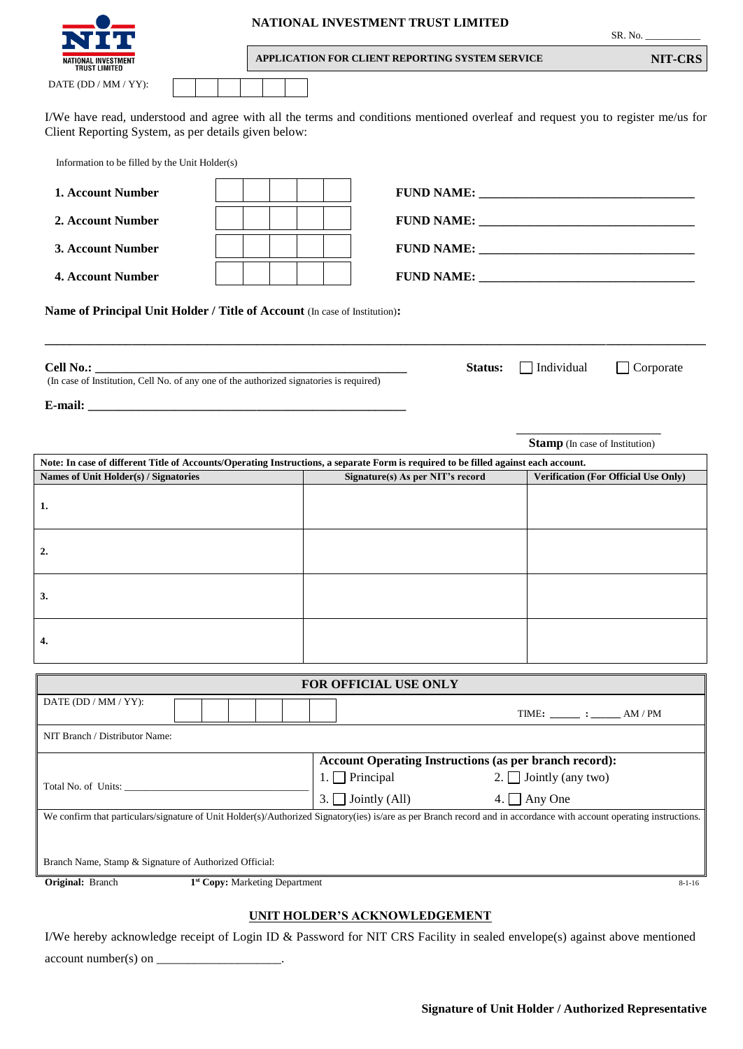NATIONAL INVESTMENT TRUST LIMITED

SR. No. ___________

**APPLICATION FOR CLIENT REPORTING SYSTEM SERVICE** **NIT-CRS**

NATIONAL INVESTMENT TRUST LIMITED

DATE (DD / MM / YY): | | | | | | |

I/We have read, understood and agree with all the terms and conditions mentioned overleaf and request you to register me/us for Client Reporting System, as per details given below:

Information to be filled by the Unit Holder(s)

**1. Account Number** | | | | | | **FUND NAME:** ________________________________

**2. Account Number** | | | | | | **FUND NAME:** ________________________________

**3. Account Number** | | | | | | **FUND NAME:** ________________________________

**4. Account Number** | | | | | | **FUND NAME:** ________________________________

**Name of Principal Unit Holder / Title of Account** (In case of Institution)**:**

______________________________________________________________________________

**Cell No.:** ______________________________________________ **Status:** ☐ Individual ☐ Corporate

(In case of Institution, Cell No. of any one of the authorized signatories is required)

**E-mail:** ______________________________________________

______________________

**Stamp** (In case of Institution)

| **Note: In case of different Title of Accounts/Operating Instructions, a separate Form is required to be filled against each account.** | | |
|---|---|---|
| **Names of Unit Holder(s) / Signatories** | **Signature(s) As per NIT's record** | **Verification (For Official Use Only)** |
| **1.** | | |
| **2.** | | |
| **3.** | | |
| **4.** | | |

**FOR OFFICIAL USE ONLY**

DATE (DD / MM / YY): | | | | | | | TIME: _____ : _____ AM / PM

NIT Branch / Distributor Name:

Total No. of Units: ______________________________

**Account Operating Instructions (as per branch record):**

1. ☐ Principal
2. ☐ Jointly (any two)
3. ☐ Jointly (All)
4. ☐ Any One

We confirm that particulars/signature of Unit Holder(s)/Authorized Signatory(ies) is/are as per Branch record and in accordance with account operating instructions.

Branch Name, Stamp & Signature of Authorized Official:

**Original:** Branch **1st Copy:** Marketing Department 8-1-16

## UNIT HOLDER'S ACKNOWLEDGEMENT

I/We hereby acknowledge receipt of Login ID & Password for NIT CRS Facility in sealed envelope(s) against above mentioned account number(s) on ____________________.

**Signature of Unit Holder / Authorized Representative**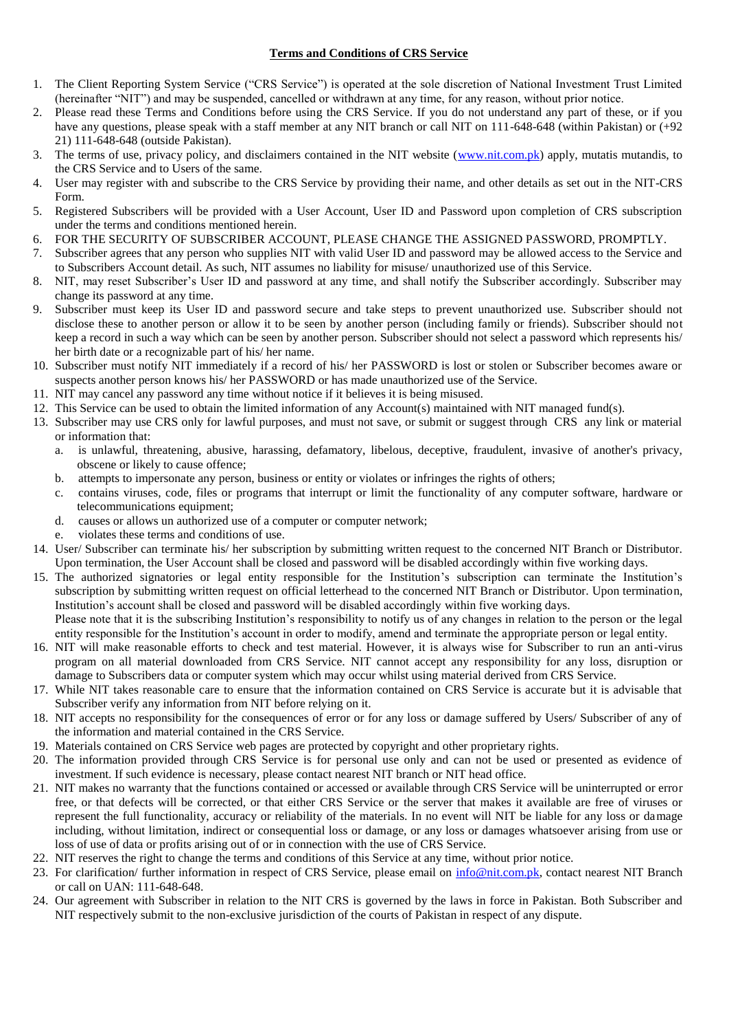**Terms and Conditions of CRS Service**

1. The Client Reporting System Service ("CRS Service") is operated at the sole discretion of National Investment Trust Limited (hereinafter "NIT") and may be suspended, cancelled or withdrawn at any time, for any reason, without prior notice.
2. Please read these Terms and Conditions before using the CRS Service. If you do not understand any part of these, or if you have any questions, please speak with a staff member at any NIT branch or call NIT on 111-648-648 (within Pakistan) or (+92 21) 111-648-648 (outside Pakistan).
3. The terms of use, privacy policy, and disclaimers contained in the NIT website (www.nit.com.pk) apply, mutatis mutandis, to the CRS Service and to Users of the same.
4. User may register with and subscribe to the CRS Service by providing their name, and other details as set out in the NIT-CRS Form.
5. Registered Subscribers will be provided with a User Account, User ID and Password upon completion of CRS subscription under the terms and conditions mentioned herein.
6. FOR THE SECURITY OF SUBSCRIBER ACCOUNT, PLEASE CHANGE THE ASSIGNED PASSWORD, PROMPTLY.
7. Subscriber agrees that any person who supplies NIT with valid User ID and password may be allowed access to the Service and to Subscribers Account detail. As such, NIT assumes no liability for misuse/ unauthorized use of this Service.
8. NIT, may reset Subscriber's User ID and password at any time, and shall notify the Subscriber accordingly. Subscriber may change its password at any time.
9. Subscriber must keep its User ID and password secure and take steps to prevent unauthorized use. Subscriber should not disclose these to another person or allow it to be seen by another person (including family or friends). Subscriber should not keep a record in such a way which can be seen by another person. Subscriber should not select a password which represents his/ her birth date or a recognizable part of his/ her name.
10. Subscriber must notify NIT immediately if a record of his/ her PASSWORD is lost or stolen or Subscriber becomes aware or suspects another person knows his/ her PASSWORD or has made unauthorized use of the Service.
11. NIT may cancel any password any time without notice if it believes it is being misused.
12. This Service can be used to obtain the limited information of any Account(s) maintained with NIT managed fund(s).
13. Subscriber may use CRS only for lawful purposes, and must not save, or submit or suggest through CRS any link or material or information that:
    a. is unlawful, threatening, abusive, harassing, defamatory, libelous, deceptive, fraudulent, invasive of another's privacy, obscene or likely to cause offence;
    b. attempts to impersonate any person, business or entity or violates or infringes the rights of others;
    c. contains viruses, code, files or programs that interrupt or limit the functionality of any computer software, hardware or telecommunications equipment;
    d. causes or allows un authorized use of a computer or computer network;
    e. violates these terms and conditions of use.
14. User/ Subscriber can terminate his/ her subscription by submitting written request to the concerned NIT Branch or Distributor. Upon termination, the User Account shall be closed and password will be disabled accordingly within five working days.
15. The authorized signatories or legal entity responsible for the Institution's subscription can terminate the Institution's subscription by submitting written request on official letterhead to the concerned NIT Branch or Distributor. Upon termination, Institution's account shall be closed and password will be disabled accordingly within five working days.
    Please note that it is the subscribing Institution's responsibility to notify us of any changes in relation to the person or the legal entity responsible for the Institution's account in order to modify, amend and terminate the appropriate person or legal entity.
16. NIT will make reasonable efforts to check and test material. However, it is always wise for Subscriber to run an anti-virus program on all material downloaded from CRS Service. NIT cannot accept any responsibility for any loss, disruption or damage to Subscribers data or computer system which may occur whilst using material derived from CRS Service.
17. While NIT takes reasonable care to ensure that the information contained on CRS Service is accurate but it is advisable that Subscriber verify any information from NIT before relying on it.
18. NIT accepts no responsibility for the consequences of error or for any loss or damage suffered by Users/ Subscriber of any of the information and material contained in the CRS Service.
19. Materials contained on CRS Service web pages are protected by copyright and other proprietary rights.
20. The information provided through CRS Service is for personal use only and can not be used or presented as evidence of investment. If such evidence is necessary, please contact nearest NIT branch or NIT head office.
21. NIT makes no warranty that the functions contained or accessed or available through CRS Service will be uninterrupted or error free, or that defects will be corrected, or that either CRS Service or the server that makes it available are free of viruses or represent the full functionality, accuracy or reliability of the materials. In no event will NIT be liable for any loss or damage including, without limitation, indirect or consequential loss or damage, or any loss or damages whatsoever arising from use or loss of use of data or profits arising out of or in connection with the use of CRS Service.
22. NIT reserves the right to change the terms and conditions of this Service at any time, without prior notice.
23. For clarification/ further information in respect of CRS Service, please email on info@nit.com.pk, contact nearest NIT Branch or call on UAN: 111-648-648.
24. Our agreement with Subscriber in relation to the NIT CRS is governed by the laws in force in Pakistan. Both Subscriber and NIT respectively submit to the non-exclusive jurisdiction of the courts of Pakistan in respect of any dispute.